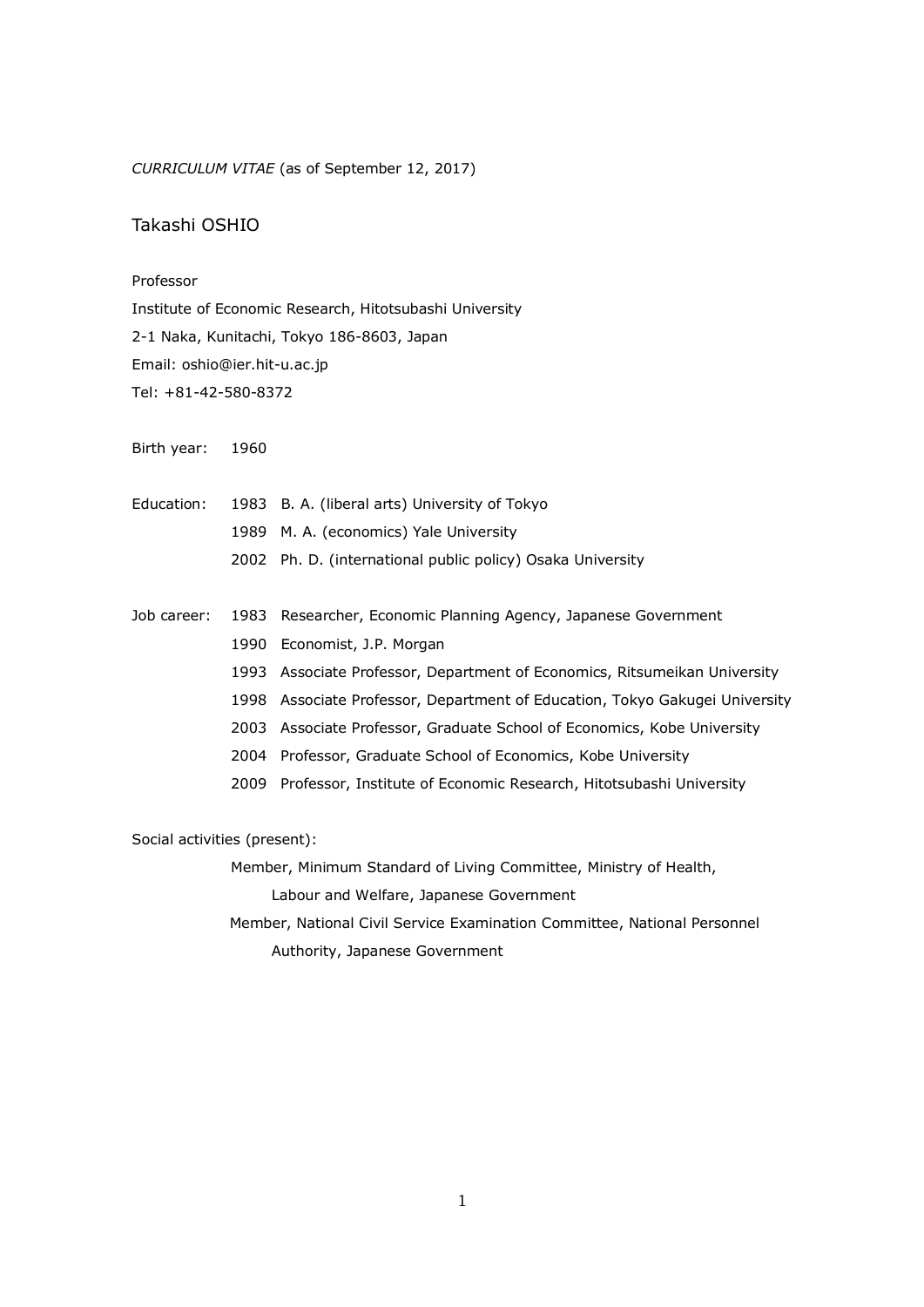*CURRICULUM VITAE* (as of September 12, 2017)

# Takashi OSHIO

Professor
Institute of Economic Research, Hitotsubashi University
2-1 Naka, Kunitachi, Tokyo 186-8603, Japan
Email: oshio@ier.hit-u.ac.jp
Tel: +81-42-580-8372

Birth year: 1960

Education:

- 1983 B. A. (liberal arts) University of Tokyo
- 1989 M. A. (economics) Yale University
- 2002 Ph. D. (international public policy) Osaka University

Job career:

- 1983 Researcher, Economic Planning Agency, Japanese Government
- 1990 Economist, J.P. Morgan
- 1993 Associate Professor, Department of Economics, Ritsumeikan University
- 1998 Associate Professor, Department of Education, Tokyo Gakugei University
- 2003 Associate Professor, Graduate School of Economics, Kobe University
- 2004 Professor, Graduate School of Economics, Kobe University
- 2009 Professor, Institute of Economic Research, Hitotsubashi University

Social activities (present):

- Member, Minimum Standard of Living Committee, Ministry of Health, Labour and Welfare, Japanese Government
- Member, National Civil Service Examination Committee, National Personnel Authority, Japanese Government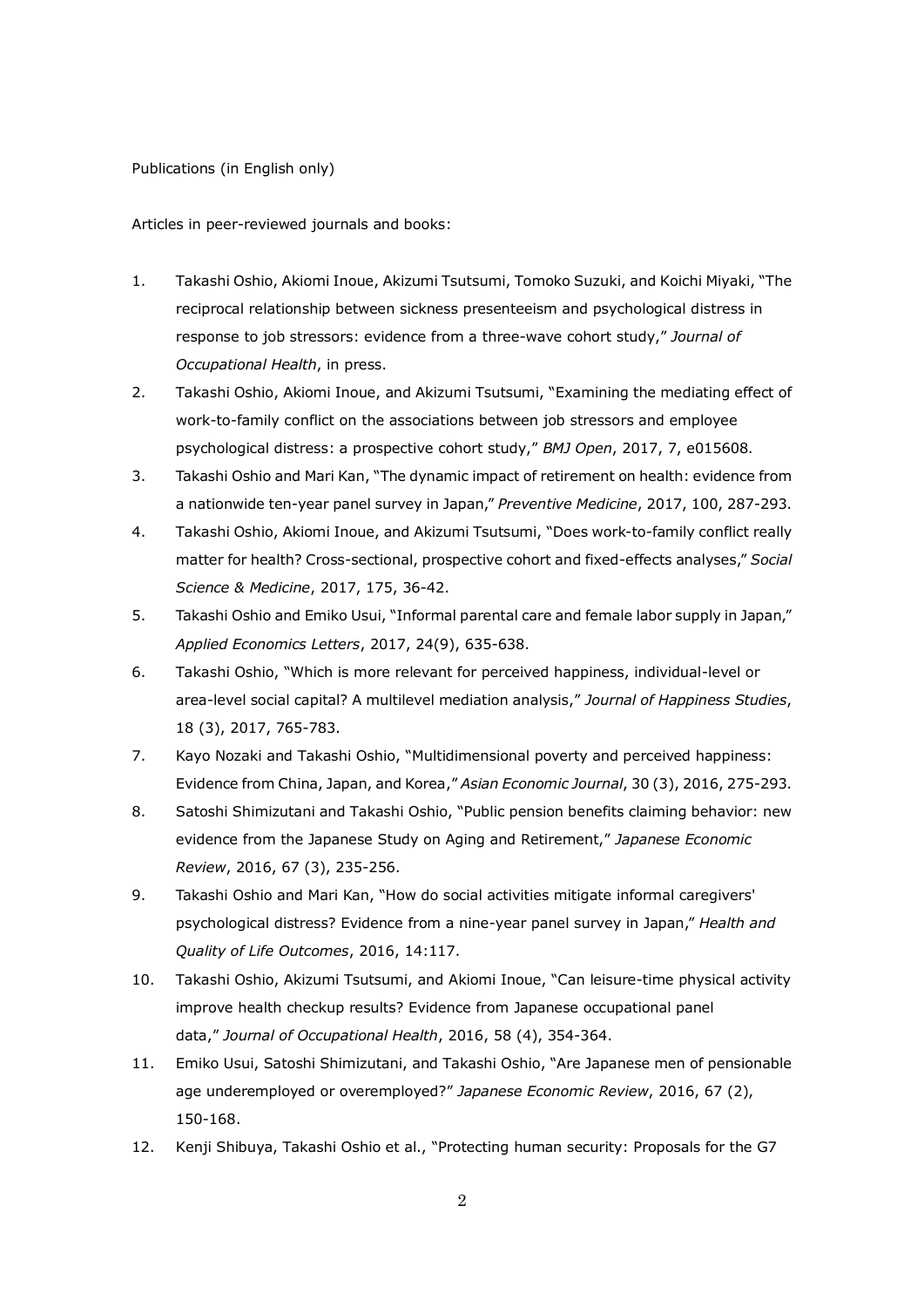Publications (in English only)

Articles in peer-reviewed journals and books:

1. Takashi Oshio, Akiomi Inoue, Akizumi Tsutsumi, Tomoko Suzuki, and Koichi Miyaki, "The reciprocal relationship between sickness presenteeism and psychological distress in response to job stressors: evidence from a three-wave cohort study," *Journal of Occupational Health*, in press.
2. Takashi Oshio, Akiomi Inoue, and Akizumi Tsutsumi, "Examining the mediating effect of work-to-family conflict on the associations between job stressors and employee psychological distress: a prospective cohort study," *BMJ Open*, 2017, 7, e015608.
3. Takashi Oshio and Mari Kan, "The dynamic impact of retirement on health: evidence from a nationwide ten-year panel survey in Japan," *Preventive Medicine*, 2017, 100, 287-293.
4. Takashi Oshio, Akiomi Inoue, and Akizumi Tsutsumi, "Does work-to-family conflict really matter for health? Cross-sectional, prospective cohort and fixed-effects analyses," *Social Science & Medicine*, 2017, 175, 36-42.
5. Takashi Oshio and Emiko Usui, "Informal parental care and female labor supply in Japan," *Applied Economics Letters*, 2017, 24(9), 635-638.
6. Takashi Oshio, "Which is more relevant for perceived happiness, individual-level or area-level social capital? A multilevel mediation analysis," *Journal of Happiness Studies*, 18 (3), 2017, 765-783.
7. Kayo Nozaki and Takashi Oshio, "Multidimensional poverty and perceived happiness: Evidence from China, Japan, and Korea," *Asian Economic Journal*, 30 (3), 2016, 275-293.
8. Satoshi Shimizutani and Takashi Oshio, "Public pension benefits claiming behavior: new evidence from the Japanese Study on Aging and Retirement," *Japanese Economic Review*, 2016, 67 (3), 235-256.
9. Takashi Oshio and Mari Kan, "How do social activities mitigate informal caregivers' psychological distress? Evidence from a nine-year panel survey in Japan," *Health and Quality of Life Outcomes*, 2016, 14:117.
10. Takashi Oshio, Akizumi Tsutsumi, and Akiomi Inoue, "Can leisure-time physical activity improve health checkup results? Evidence from Japanese occupational panel data," *Journal of Occupational Health*, 2016, 58 (4), 354-364.
11. Emiko Usui, Satoshi Shimizutani, and Takashi Oshio, "Are Japanese men of pensionable age underemployed or overemployed?" *Japanese Economic Review*, 2016, 67 (2), 150-168.
12. Kenji Shibuya, Takashi Oshio et al., "Protecting human security: Proposals for the G7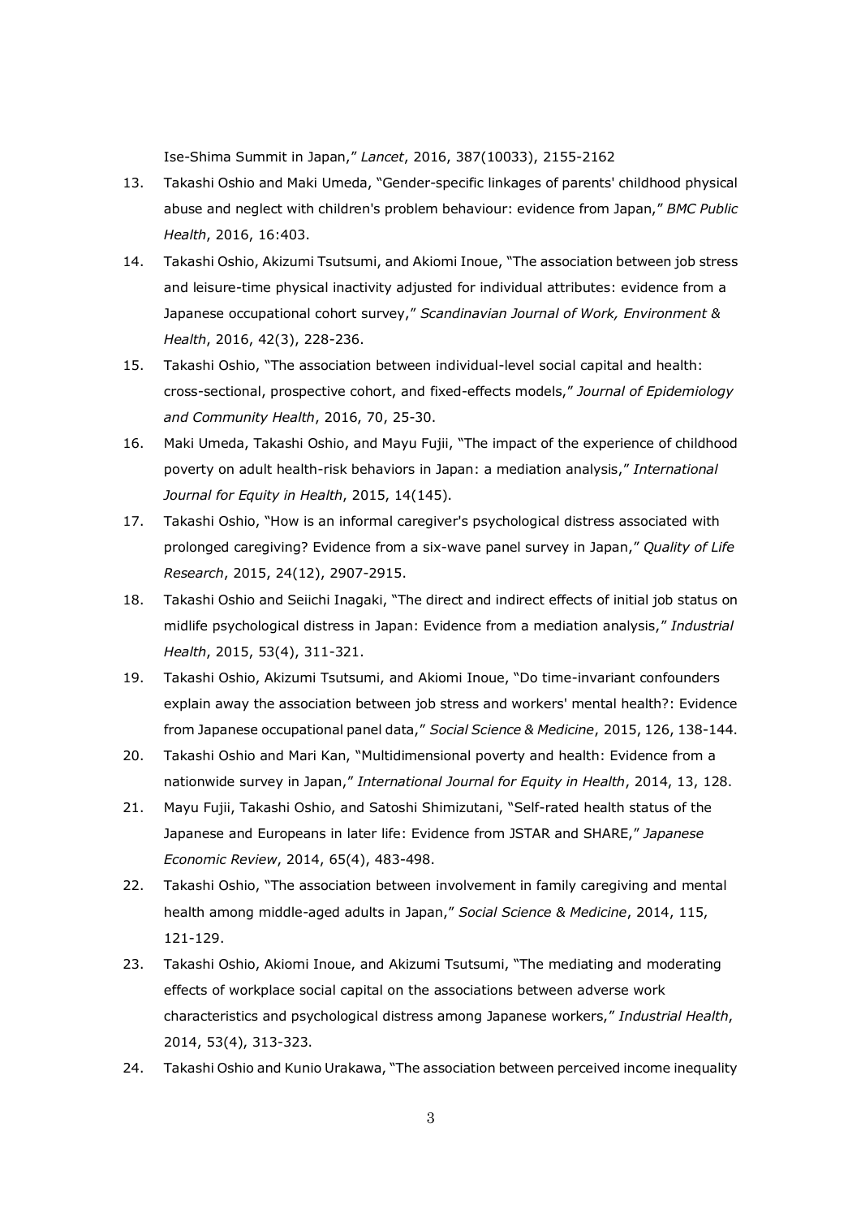Ise-Shima Summit in Japan," *Lancet*, 2016, 387(10033), 2155-2162

13. Takashi Oshio and Maki Umeda, "Gender-specific linkages of parents' childhood physical abuse and neglect with children's problem behaviour: evidence from Japan," *BMC Public Health*, 2016, 16:403.
14. Takashi Oshio, Akizumi Tsutsumi, and Akiomi Inoue, "The association between job stress and leisure-time physical inactivity adjusted for individual attributes: evidence from a Japanese occupational cohort survey," *Scandinavian Journal of Work, Environment & Health*, 2016, 42(3), 228-236.
15. Takashi Oshio, "The association between individual-level social capital and health: cross-sectional, prospective cohort, and fixed-effects models," *Journal of Epidemiology and Community Health*, 2016, 70, 25-30.
16. Maki Umeda, Takashi Oshio, and Mayu Fujii, "The impact of the experience of childhood poverty on adult health-risk behaviors in Japan: a mediation analysis," *International Journal for Equity in Health*, 2015, 14(145).
17. Takashi Oshio, "How is an informal caregiver's psychological distress associated with prolonged caregiving? Evidence from a six-wave panel survey in Japan," *Quality of Life Research*, 2015, 24(12), 2907-2915.
18. Takashi Oshio and Seiichi Inagaki, "The direct and indirect effects of initial job status on midlife psychological distress in Japan: Evidence from a mediation analysis," *Industrial Health*, 2015, 53(4), 311-321.
19. Takashi Oshio, Akizumi Tsutsumi, and Akiomi Inoue, "Do time-invariant confounders explain away the association between job stress and workers' mental health?: Evidence from Japanese occupational panel data," *Social Science & Medicine*, 2015, 126, 138-144.
20. Takashi Oshio and Mari Kan, "Multidimensional poverty and health: Evidence from a nationwide survey in Japan," *International Journal for Equity in Health*, 2014, 13, 128.
21. Mayu Fujii, Takashi Oshio, and Satoshi Shimizutani, "Self-rated health status of the Japanese and Europeans in later life: Evidence from JSTAR and SHARE," *Japanese Economic Review*, 2014, 65(4), 483-498.
22. Takashi Oshio, "The association between involvement in family caregiving and mental health among middle-aged adults in Japan," *Social Science & Medicine*, 2014, 115, 121-129.
23. Takashi Oshio, Akiomi Inoue, and Akizumi Tsutsumi, "The mediating and moderating effects of workplace social capital on the associations between adverse work characteristics and psychological distress among Japanese workers," *Industrial Health*, 2014, 53(4), 313-323.
24. Takashi Oshio and Kunio Urakawa, "The association between perceived income inequality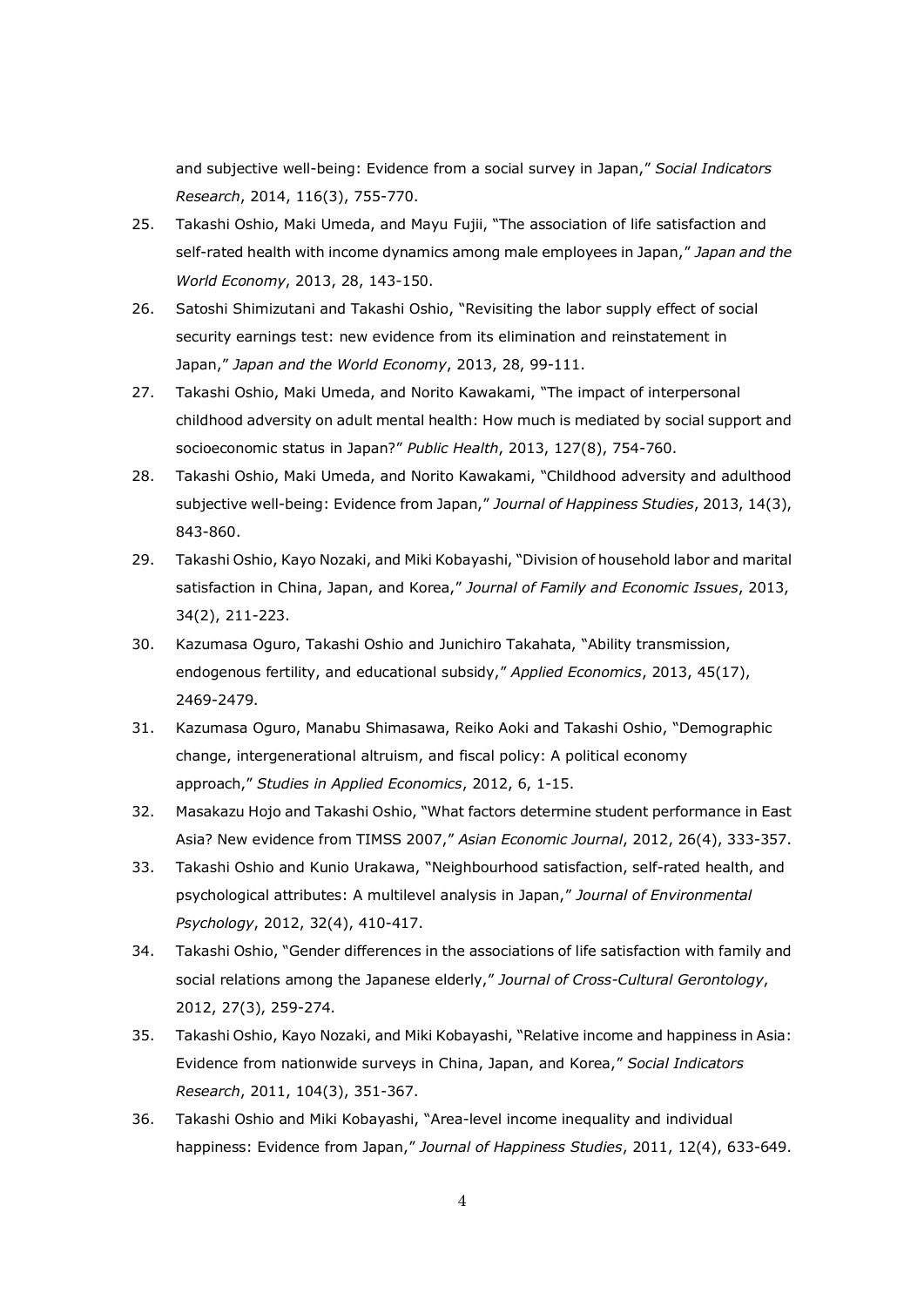and subjective well-being: Evidence from a social survey in Japan," *Social Indicators Research*, 2014, 116(3), 755-770.

25. Takashi Oshio, Maki Umeda, and Mayu Fujii, "The association of life satisfaction and self-rated health with income dynamics among male employees in Japan," *Japan and the World Economy*, 2013, 28, 143-150.
26. Satoshi Shimizutani and Takashi Oshio, "Revisiting the labor supply effect of social security earnings test: new evidence from its elimination and reinstatement in Japan," *Japan and the World Economy*, 2013, 28, 99-111.
27. Takashi Oshio, Maki Umeda, and Norito Kawakami, "The impact of interpersonal childhood adversity on adult mental health: How much is mediated by social support and socioeconomic status in Japan?" *Public Health*, 2013, 127(8), 754-760.
28. Takashi Oshio, Maki Umeda, and Norito Kawakami, "Childhood adversity and adulthood subjective well-being: Evidence from Japan," *Journal of Happiness Studies*, 2013, 14(3), 843-860.
29. Takashi Oshio, Kayo Nozaki, and Miki Kobayashi, "Division of household labor and marital satisfaction in China, Japan, and Korea," *Journal of Family and Economic Issues*, 2013, 34(2), 211-223.
30. Kazumasa Oguro, Takashi Oshio and Junichiro Takahata, "Ability transmission, endogenous fertility, and educational subsidy," *Applied Economics*, 2013, 45(17), 2469-2479.
31. Kazumasa Oguro, Manabu Shimasawa, Reiko Aoki and Takashi Oshio, "Demographic change, intergenerational altruism, and fiscal policy: A political economy approach," *Studies in Applied Economics*, 2012, 6, 1-15.
32. Masakazu Hojo and Takashi Oshio, "What factors determine student performance in East Asia? New evidence from TIMSS 2007," *Asian Economic Journal*, 2012, 26(4), 333-357.
33. Takashi Oshio and Kunio Urakawa, "Neighbourhood satisfaction, self-rated health, and psychological attributes: A multilevel analysis in Japan," *Journal of Environmental Psychology*, 2012, 32(4), 410-417.
34. Takashi Oshio, "Gender differences in the associations of life satisfaction with family and social relations among the Japanese elderly," *Journal of Cross-Cultural Gerontology*, 2012, 27(3), 259-274.
35. Takashi Oshio, Kayo Nozaki, and Miki Kobayashi, "Relative income and happiness in Asia: Evidence from nationwide surveys in China, Japan, and Korea," *Social Indicators Research*, 2011, 104(3), 351-367.
36. Takashi Oshio and Miki Kobayashi, "Area-level income inequality and individual happiness: Evidence from Japan," *Journal of Happiness Studies*, 2011, 12(4), 633-649.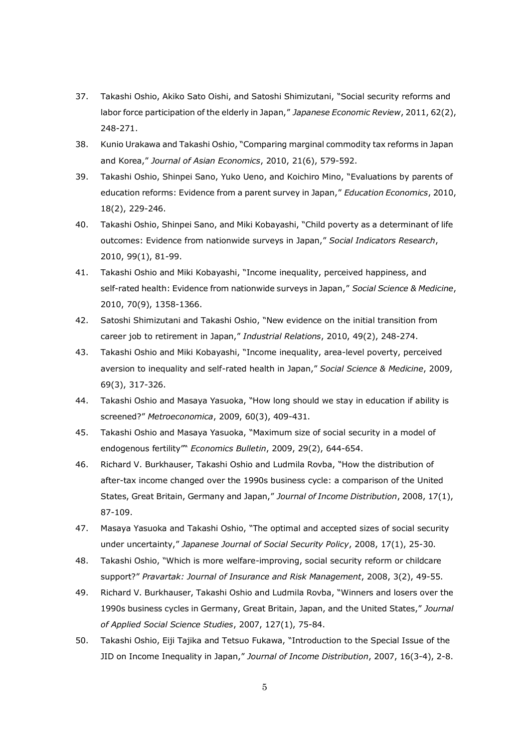37. Takashi Oshio, Akiko Sato Oishi, and Satoshi Shimizutani, "Social security reforms and labor force participation of the elderly in Japan," *Japanese Economic Review*, 2011, 62(2), 248-271.
38. Kunio Urakawa and Takashi Oshio, "Comparing marginal commodity tax reforms in Japan and Korea," *Journal of Asian Economics*, 2010, 21(6), 579-592.
39. Takashi Oshio, Shinpei Sano, Yuko Ueno, and Koichiro Mino, "Evaluations by parents of education reforms: Evidence from a parent survey in Japan," *Education Economics*, 2010, 18(2), 229-246.
40. Takashi Oshio, Shinpei Sano, and Miki Kobayashi, "Child poverty as a determinant of life outcomes: Evidence from nationwide surveys in Japan," *Social Indicators Research*, 2010, 99(1), 81-99.
41. Takashi Oshio and Miki Kobayashi, "Income inequality, perceived happiness, and self-rated health: Evidence from nationwide surveys in Japan," *Social Science & Medicine*, 2010, 70(9), 1358-1366.
42. Satoshi Shimizutani and Takashi Oshio, "New evidence on the initial transition from career job to retirement in Japan," *Industrial Relations*, 2010, 49(2), 248-274.
43. Takashi Oshio and Miki Kobayashi, "Income inequality, area-level poverty, perceived aversion to inequality and self-rated health in Japan," *Social Science & Medicine*, 2009, 69(3), 317-326.
44. Takashi Oshio and Masaya Yasuoka, "How long should we stay in education if ability is screened?" *Metroeconomica*, 2009, 60(3), 409-431.
45. Takashi Oshio and Masaya Yasuoka, "Maximum size of social security in a model of endogenous fertility"" *Economics Bulletin*, 2009, 29(2), 644-654.
46. Richard V. Burkhauser, Takashi Oshio and Ludmila Rovba, "How the distribution of after-tax income changed over the 1990s business cycle: a comparison of the United States, Great Britain, Germany and Japan," *Journal of Income Distribution*, 2008, 17(1), 87-109.
47. Masaya Yasuoka and Takashi Oshio, "The optimal and accepted sizes of social security under uncertainty," *Japanese Journal of Social Security Policy*, 2008, 17(1), 25-30.
48. Takashi Oshio, "Which is more welfare-improving, social security reform or childcare support?" *Pravartak: Journal of Insurance and Risk Management*, 2008, 3(2), 49-55.
49. Richard V. Burkhauser, Takashi Oshio and Ludmila Rovba, "Winners and losers over the 1990s business cycles in Germany, Great Britain, Japan, and the United States," *Journal of Applied Social Science Studies*, 2007, 127(1), 75-84.
50. Takashi Oshio, Eiji Tajika and Tetsuo Fukawa, "Introduction to the Special Issue of the JID on Income Inequality in Japan," *Journal of Income Distribution*, 2007, 16(3-4), 2-8.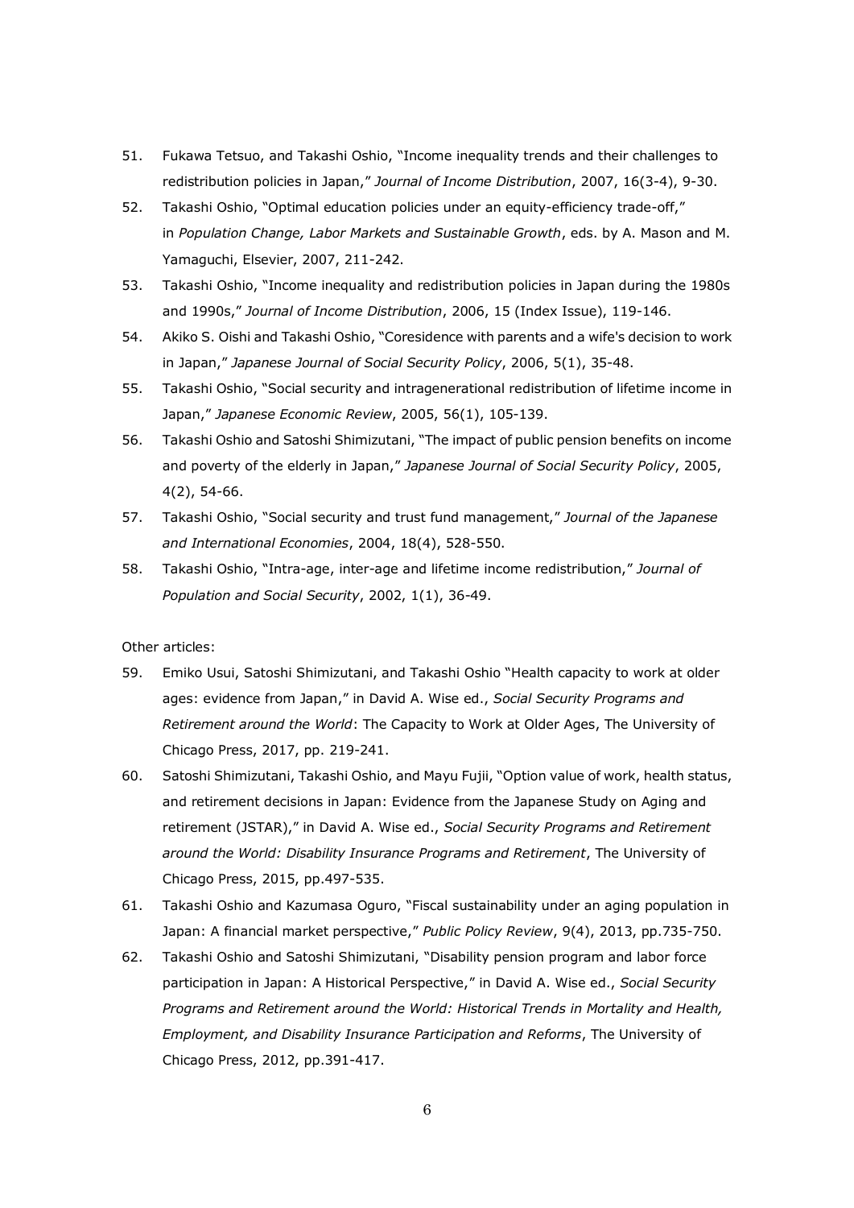51. Fukawa Tetsuo, and Takashi Oshio, "Income inequality trends and their challenges to redistribution policies in Japan," *Journal of Income Distribution*, 2007, 16(3-4), 9-30.
52. Takashi Oshio, "Optimal education policies under an equity-efficiency trade-off," in *Population Change, Labor Markets and Sustainable Growth*, eds. by A. Mason and M. Yamaguchi, Elsevier, 2007, 211-242.
53. Takashi Oshio, "Income inequality and redistribution policies in Japan during the 1980s and 1990s," *Journal of Income Distribution*, 2006, 15 (Index Issue), 119-146.
54. Akiko S. Oishi and Takashi Oshio, "Coresidence with parents and a wife's decision to work in Japan," *Japanese Journal of Social Security Policy*, 2006, 5(1), 35-48.
55. Takashi Oshio, "Social security and intragenerational redistribution of lifetime income in Japan," *Japanese Economic Review*, 2005, 56(1), 105-139.
56. Takashi Oshio and Satoshi Shimizutani, "The impact of public pension benefits on income and poverty of the elderly in Japan," *Japanese Journal of Social Security Policy*, 2005, 4(2), 54-66.
57. Takashi Oshio, "Social security and trust fund management," *Journal of the Japanese and International Economies*, 2004, 18(4), 528-550.
58. Takashi Oshio, "Intra-age, inter-age and lifetime income redistribution," *Journal of Population and Social Security*, 2002, 1(1), 36-49.

Other articles:

59. Emiko Usui, Satoshi Shimizutani, and Takashi Oshio "Health capacity to work at older ages: evidence from Japan," in David A. Wise ed., *Social Security Programs and Retirement around the World*: The Capacity to Work at Older Ages, The University of Chicago Press, 2017, pp. 219-241.
60. Satoshi Shimizutani, Takashi Oshio, and Mayu Fujii, "Option value of work, health status, and retirement decisions in Japan: Evidence from the Japanese Study on Aging and retirement (JSTAR)," in David A. Wise ed., *Social Security Programs and Retirement around the World: Disability Insurance Programs and Retirement*, The University of Chicago Press, 2015, pp.497-535.
61. Takashi Oshio and Kazumasa Oguro, "Fiscal sustainability under an aging population in Japan: A financial market perspective," *Public Policy Review*, 9(4), 2013, pp.735-750.
62. Takashi Oshio and Satoshi Shimizutani, "Disability pension program and labor force participation in Japan: A Historical Perspective," in David A. Wise ed., *Social Security Programs and Retirement around the World: Historical Trends in Mortality and Health, Employment, and Disability Insurance Participation and Reforms*, The University of Chicago Press, 2012, pp.391-417.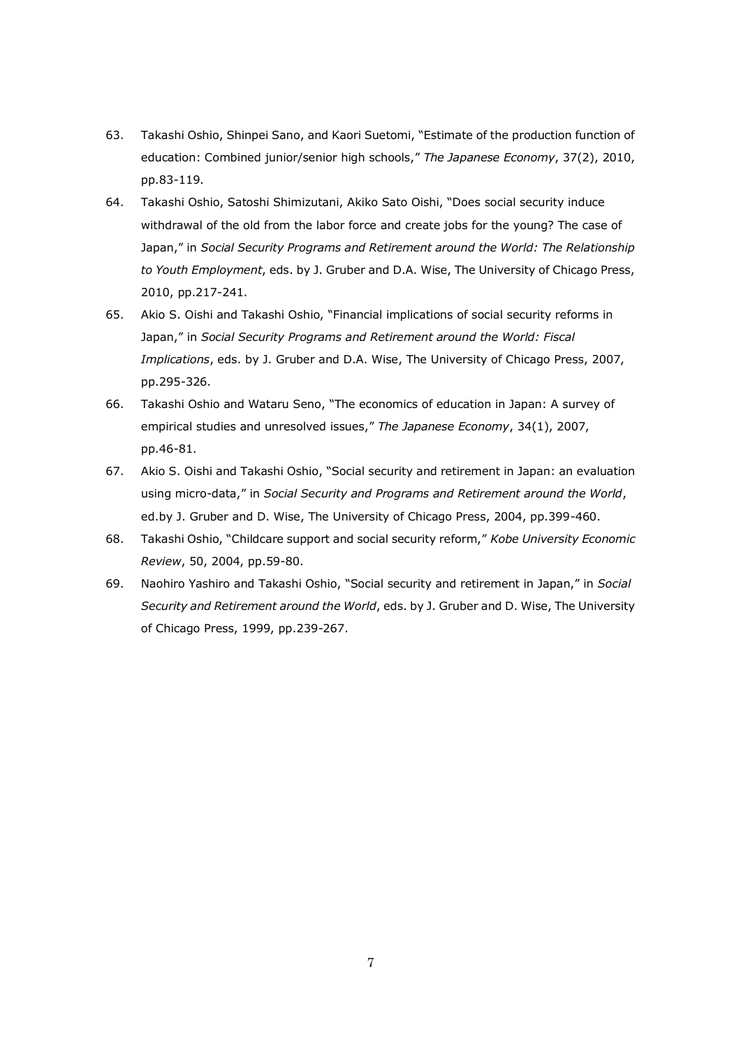63. Takashi Oshio, Shinpei Sano, and Kaori Suetomi, "Estimate of the production function of education: Combined junior/senior high schools," *The Japanese Economy*, 37(2), 2010, pp.83-119.
64. Takashi Oshio, Satoshi Shimizutani, Akiko Sato Oishi, "Does social security induce withdrawal of the old from the labor force and create jobs for the young? The case of Japan," in *Social Security Programs and Retirement around the World: The Relationship to Youth Employment*, eds. by J. Gruber and D.A. Wise, The University of Chicago Press, 2010, pp.217-241.
65. Akio S. Oishi and Takashi Oshio, "Financial implications of social security reforms in Japan," in *Social Security Programs and Retirement around the World: Fiscal Implications*, eds. by J. Gruber and D.A. Wise, The University of Chicago Press, 2007, pp.295-326.
66. Takashi Oshio and Wataru Seno, "The economics of education in Japan: A survey of empirical studies and unresolved issues," *The Japanese Economy*, 34(1), 2007, pp.46-81.
67. Akio S. Oishi and Takashi Oshio, "Social security and retirement in Japan: an evaluation using micro-data," in *Social Security and Programs and Retirement around the World*, ed.by J. Gruber and D. Wise, The University of Chicago Press, 2004, pp.399-460.
68. Takashi Oshio, "Childcare support and social security reform," *Kobe University Economic Review*, 50, 2004, pp.59-80.
69. Naohiro Yashiro and Takashi Oshio, "Social security and retirement in Japan," in *Social Security and Retirement around the World*, eds. by J. Gruber and D. Wise, The University of Chicago Press, 1999, pp.239-267.